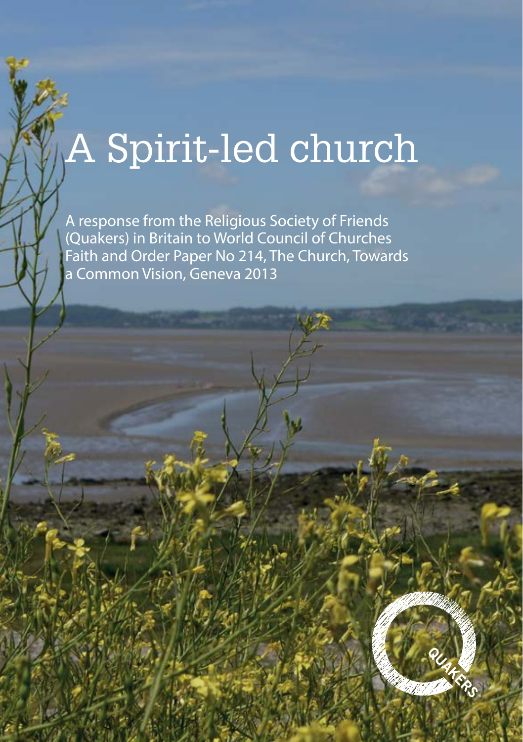# A Spirit-led church

A response from the Religious Society of Friends (Quakers) in Britain to World Council of Churches Faith and Order Paper No 214, The Church, Towards a Common Vision, Geneva 2013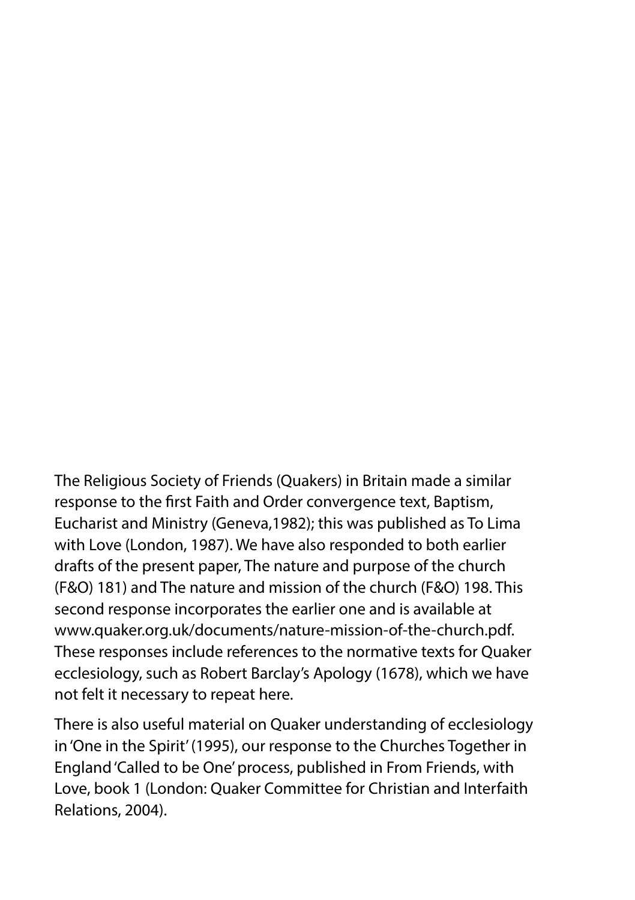The Religious Society of Friends (Quakers) in Britain made a similar response to the first Faith and Order convergence text, Baptism, Eucharist and Ministry (Geneva,1982); this was published as To Lima with Love (London, 1987). We have also responded to both earlier drafts of the present paper, The nature and purpose of the church (F&O) 181) and The nature and mission of the church (F&O) 198. This second response incorporates the earlier one and is available at www.quaker.org.uk/documents/nature-mission-of-the-church.pdf. These responses include references to the normative texts for Quaker ecclesiology, such as Robert Barclay's Apology (1678), which we have not felt it necessary to repeat here.

There is also useful material on Quaker understanding of ecclesiology in 'One in the Spirit' (1995), our response to the Churches Together in England 'Called to be One' process, published in From Friends, with Love, book 1 (London: Quaker Committee for Christian and Interfaith Relations, 2004).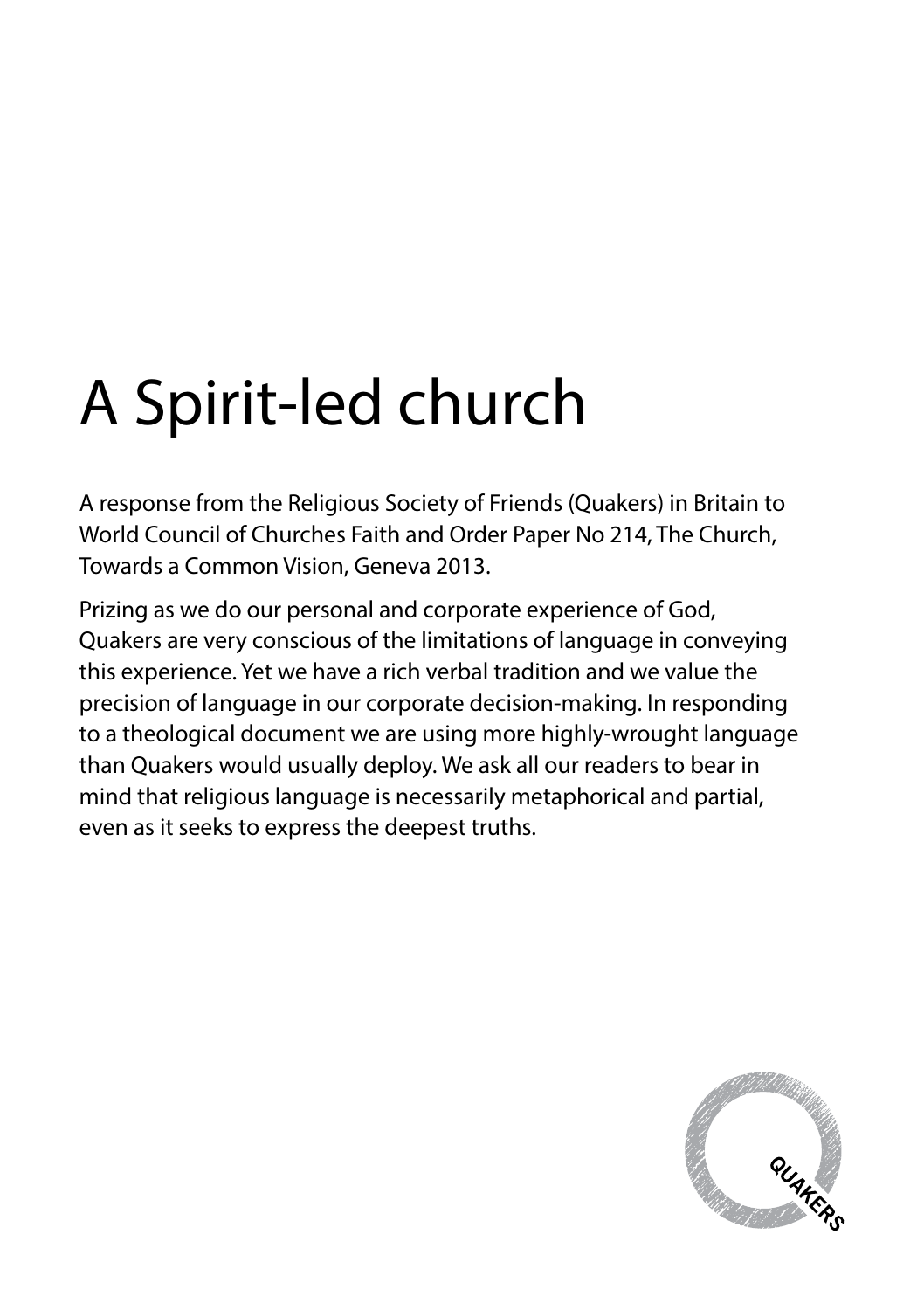# A Spirit-led church

A response from the Religious Society of Friends (Quakers) in Britain to World Council of Churches Faith and Order Paper No 214, The Church, Towards a Common Vision, Geneva 2013.

Prizing as we do our personal and corporate experience of God, Quakers are very conscious of the limitations of language in conveying this experience. Yet we have a rich verbal tradition and we value the precision of language in our corporate decision-making. In responding to a theological document we are using more highly-wrought language than Quakers would usually deploy. We ask all our readers to bear in mind that religious language is necessarily metaphorical and partial, even as it seeks to express the deepest truths.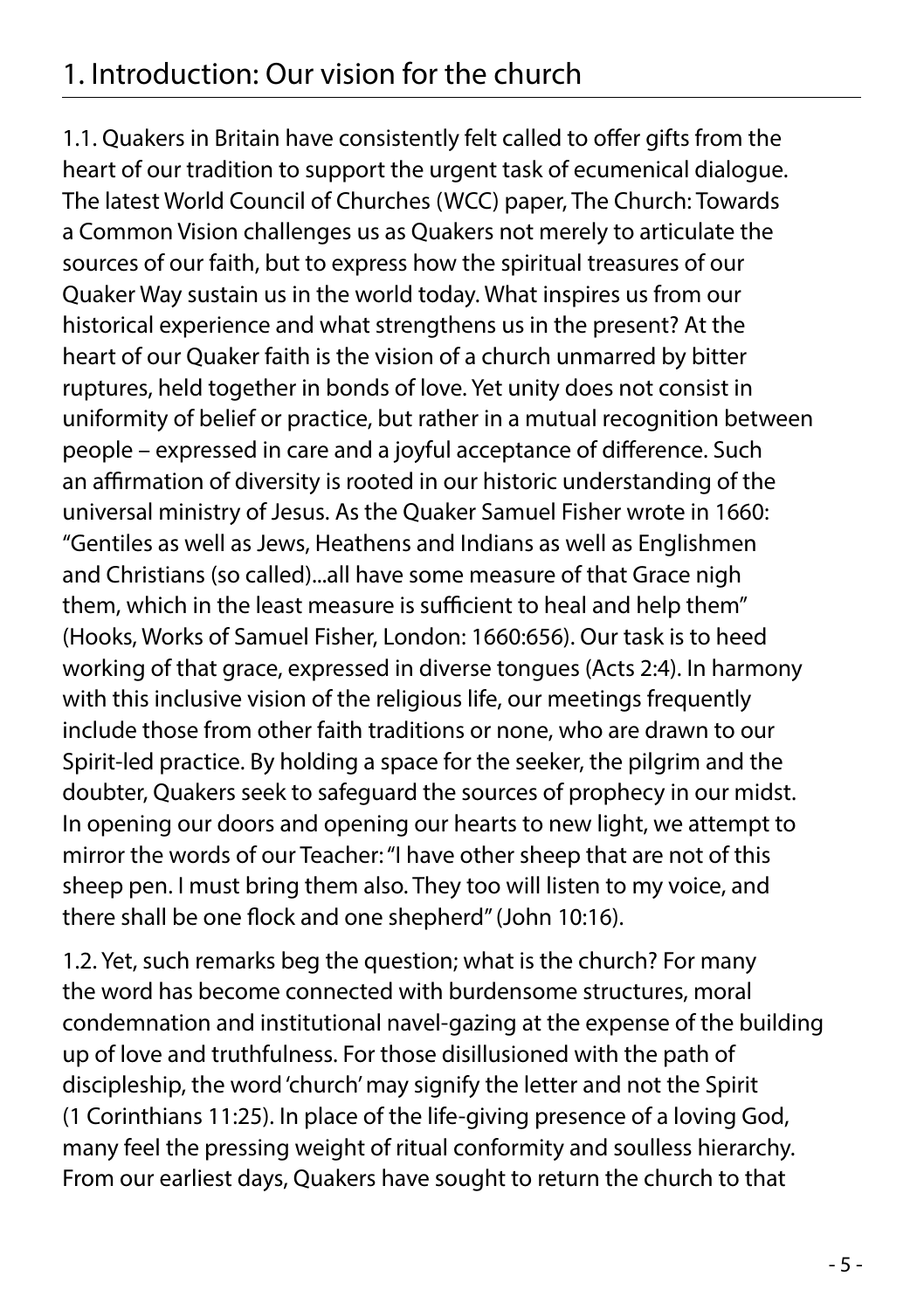# 1. Introduction: Our vision for the church

1.1. Quakers in Britain have consistently felt called to offer gifts from the heart of our tradition to support the urgent task of ecumenical dialogue. The latest World Council of Churches (WCC) paper, The Church: Towards a Common Vision challenges us as Quakers not merely to articulate the sources of our faith, but to express how the spiritual treasures of our Quaker Way sustain us in the world today. What inspires us from our historical experience and what strengthens us in the present? At the heart of our Quaker faith is the vision of a church unmarred by bitter ruptures, held together in bonds of love. Yet unity does not consist in uniformity of belief or practice, but rather in a mutual recognition between people – expressed in care and a joyful acceptance of difference. Such an affirmation of diversity is rooted in our historic understanding of the universal ministry of Jesus. As the Quaker Samuel Fisher wrote in 1660: "Gentiles as well as Jews, Heathens and Indians as well as Englishmen and Christians (so called)...all have some measure of that Grace nigh them, which in the least measure is sufficient to heal and help them" (Hooks, Works of Samuel Fisher, London: 1660:656). Our task is to heed working of that grace, expressed in diverse tongues (Acts 2:4). In harmony with this inclusive vision of the religious life, our meetings frequently include those from other faith traditions or none, who are drawn to our Spirit-led practice. By holding a space for the seeker, the pilgrim and the doubter, Quakers seek to safeguard the sources of prophecy in our midst. In opening our doors and opening our hearts to new light, we attempt to mirror the words of our Teacher: "I have other sheep that are not of this sheep pen. I must bring them also. They too will listen to my voice, and there shall be one flock and one shepherd" (John 10:16).

1.2. Yet, such remarks beg the question; what is the church? For many the word has become connected with burdensome structures, moral condemnation and institutional navel-gazing at the expense of the building up of love and truthfulness. For those disillusioned with the path of discipleship, the word 'church' may signify the letter and not the Spirit (1 Corinthians 11:25). In place of the life-giving presence of a loving God, many feel the pressing weight of ritual conformity and soulless hierarchy. From our earliest days, Quakers have sought to return the church to that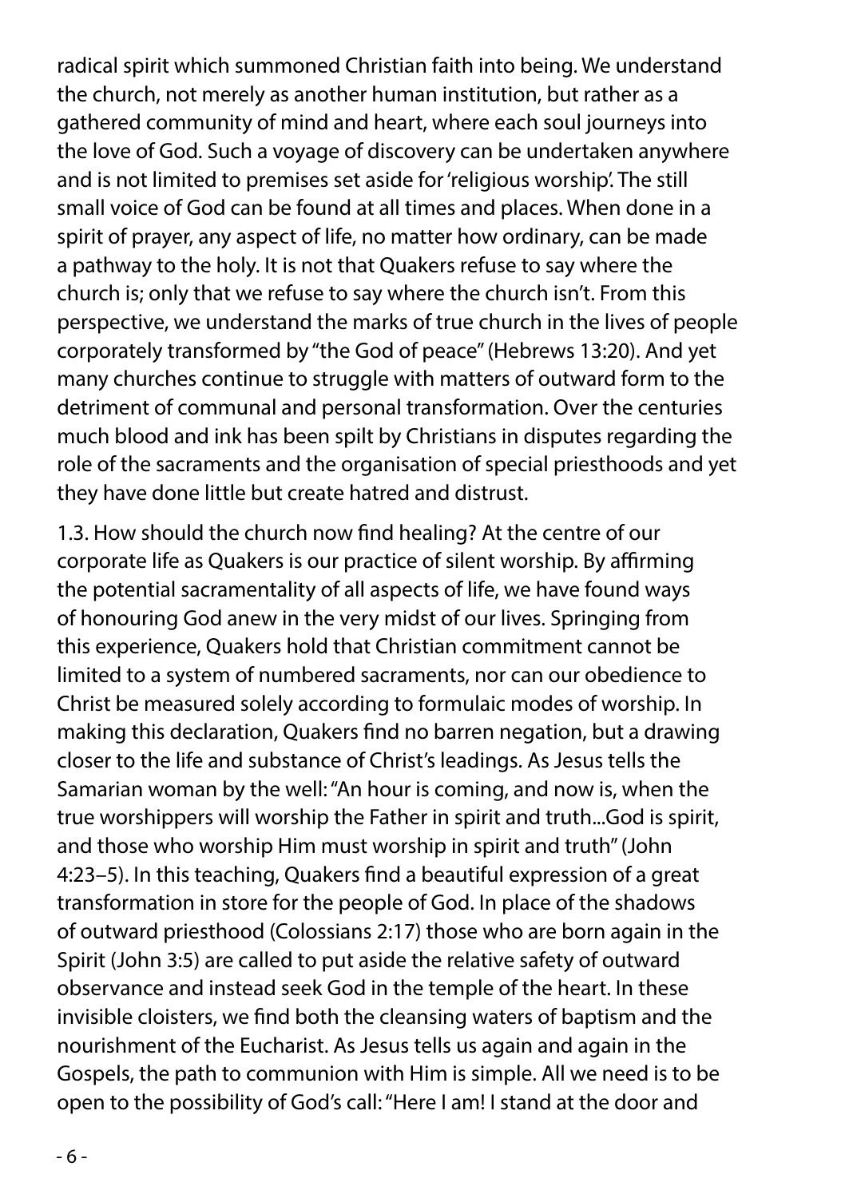radical spirit which summoned Christian faith into being. We understand the church, not merely as another human institution, but rather as a gathered community of mind and heart, where each soul journeys into the love of God. Such a voyage of discovery can be undertaken anywhere and is not limited to premises set aside for 'religious worship'. The still small voice of God can be found at all times and places. When done in a spirit of prayer, any aspect of life, no matter how ordinary, can be made a pathway to the holy. It is not that Quakers refuse to say where the church is; only that we refuse to say where the church isn't. From this perspective, we understand the marks of true church in the lives of people corporately transformed by "the God of peace" (Hebrews 13:20). And yet many churches continue to struggle with matters of outward form to the detriment of communal and personal transformation. Over the centuries much blood and ink has been spilt by Christians in disputes regarding the role of the sacraments and the organisation of special priesthoods and yet they have done little but create hatred and distrust.

1.3. How should the church now find healing? At the centre of our corporate life as Quakers is our practice of silent worship. By affirming the potential sacramentality of all aspects of life, we have found ways of honouring God anew in the very midst of our lives. Springing from this experience, Quakers hold that Christian commitment cannot be limited to a system of numbered sacraments, nor can our obedience to Christ be measured solely according to formulaic modes of worship. In making this declaration, Quakers find no barren negation, but a drawing closer to the life and substance of Christ's leadings. As Jesus tells the Samarian woman by the well: "An hour is coming, and now is, when the true worshippers will worship the Father in spirit and truth...God is spirit, and those who worship Him must worship in spirit and truth" (John 4:23–5). In this teaching, Quakers find a beautiful expression of a great transformation in store for the people of God. In place of the shadows of outward priesthood (Colossians 2:17) those who are born again in the Spirit (John 3:5) are called to put aside the relative safety of outward observance and instead seek God in the temple of the heart. In these invisible cloisters, we find both the cleansing waters of baptism and the nourishment of the Eucharist. As Jesus tells us again and again in the Gospels, the path to communion with Him is simple. All we need is to be open to the possibility of God's call: "Here I am! I stand at the door and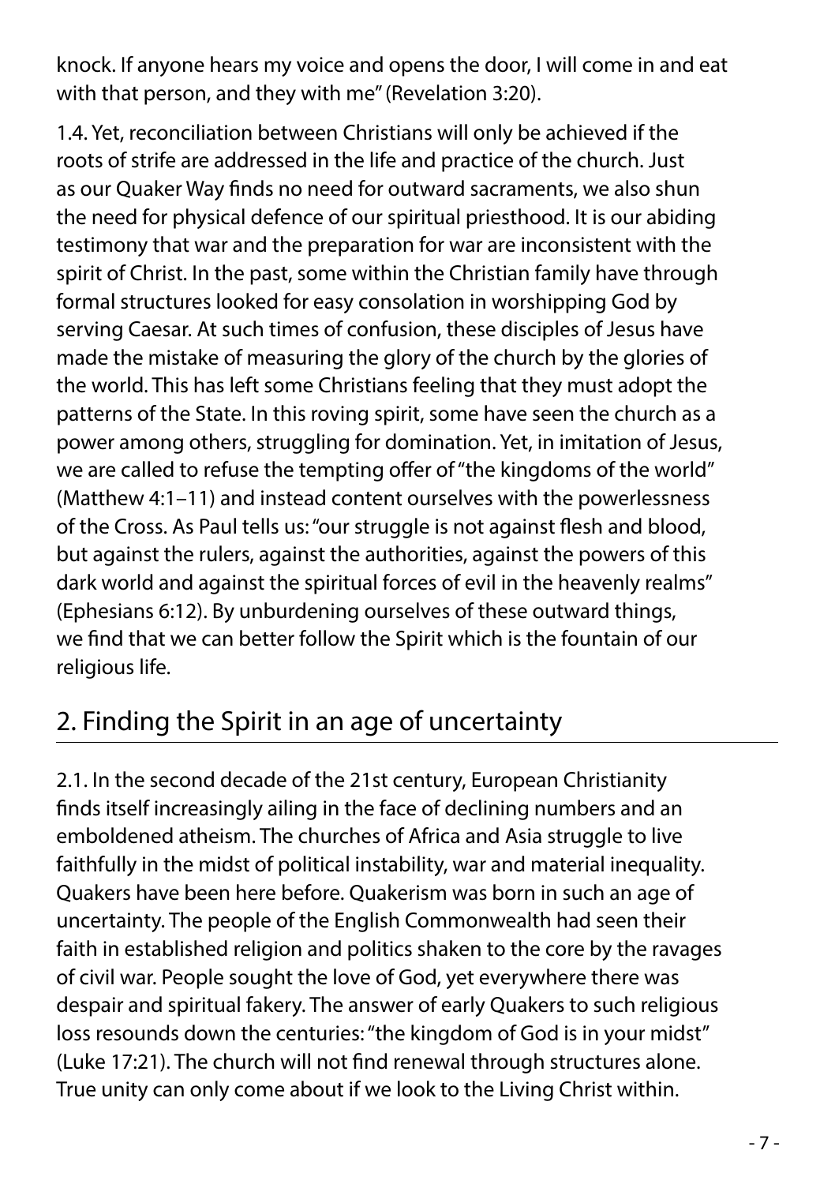knock. If anyone hears my voice and opens the door, I will come in and eat with that person, and they with me" (Revelation 3:20).

1.4. Yet, reconciliation between Christians will only be achieved if the roots of strife are addressed in the life and practice of the church. Just as our Quaker Way finds no need for outward sacraments, we also shun the need for physical defence of our spiritual priesthood. It is our abiding testimony that war and the preparation for war are inconsistent with the spirit of Christ. In the past, some within the Christian family have through formal structures looked for easy consolation in worshipping God by serving Caesar. At such times of confusion, these disciples of Jesus have made the mistake of measuring the glory of the church by the glories of the world. This has left some Christians feeling that they must adopt the patterns of the State. In this roving spirit, some have seen the church as a power among others, struggling for domination. Yet, in imitation of Jesus, we are called to refuse the tempting offer of "the kingdoms of the world" (Matthew 4:1–11) and instead content ourselves with the powerlessness of the Cross. As Paul tells us: "our struggle is not against flesh and blood, but against the rulers, against the authorities, against the powers of this dark world and against the spiritual forces of evil in the heavenly realms" (Ephesians 6:12). By unburdening ourselves of these outward things, we find that we can better follow the Spirit which is the fountain of our religious life.

## 2. Finding the Spirit in an age of uncertainty

2.1. In the second decade of the 21st century, European Christianity finds itself increasingly ailing in the face of declining numbers and an emboldened atheism. The churches of Africa and Asia struggle to live faithfully in the midst of political instability, war and material inequality. Quakers have been here before. Quakerism was born in such an age of uncertainty. The people of the English Commonwealth had seen their faith in established religion and politics shaken to the core by the ravages of civil war. People sought the love of God, yet everywhere there was despair and spiritual fakery. The answer of early Quakers to such religious loss resounds down the centuries: "the kingdom of God is in your midst" (Luke 17:21). The church will not find renewal through structures alone. True unity can only come about if we look to the Living Christ within.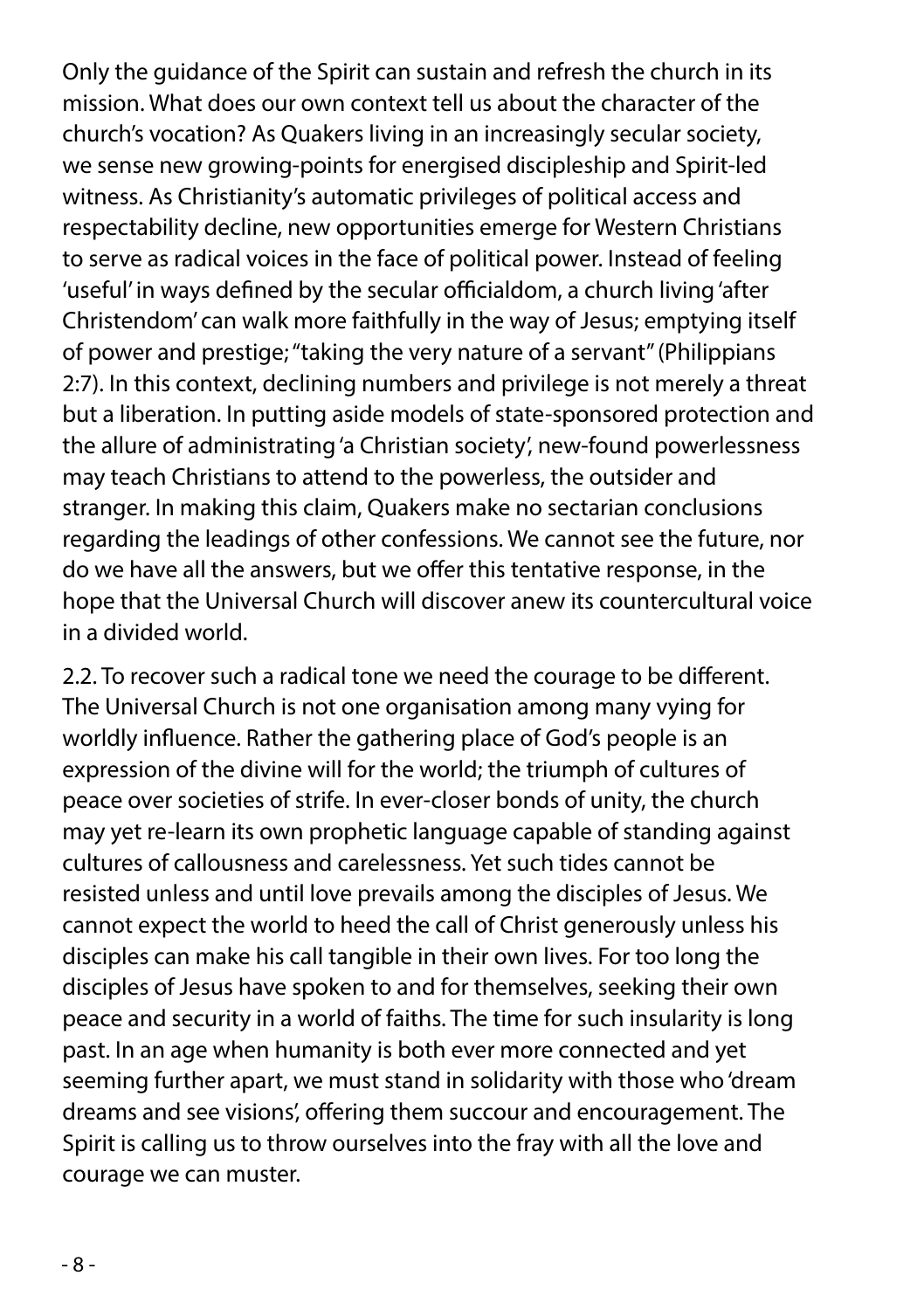Only the guidance of the Spirit can sustain and refresh the church in its mission. What does our own context tell us about the character of the church's vocation? As Quakers living in an increasingly secular society, we sense new growing-points for energised discipleship and Spirit-led witness. As Christianity's automatic privileges of political access and respectability decline, new opportunities emerge for Western Christians to serve as radical voices in the face of political power. Instead of feeling 'useful' in ways defined by the secular officialdom, a church living 'after Christendom' can walk more faithfully in the way of Jesus; emptying itself of power and prestige; "taking the very nature of a servant" (Philippians 2:7). In this context, declining numbers and privilege is not merely a threat but a liberation. In putting aside models of state-sponsored protection and the allure of administrating 'a Christian society', new-found powerlessness may teach Christians to attend to the powerless, the outsider and stranger. In making this claim, Quakers make no sectarian conclusions regarding the leadings of other confessions. We cannot see the future, nor do we have all the answers, but we offer this tentative response, in the hope that the Universal Church will discover anew its countercultural voice in a divided world.

2.2. To recover such a radical tone we need the courage to be different. The Universal Church is not one organisation among many vying for worldly influence. Rather the gathering place of God's people is an expression of the divine will for the world; the triumph of cultures of peace over societies of strife. In ever-closer bonds of unity, the church may yet re-learn its own prophetic language capable of standing against cultures of callousness and carelessness. Yet such tides cannot be resisted unless and until love prevails among the disciples of Jesus. We cannot expect the world to heed the call of Christ generously unless his disciples can make his call tangible in their own lives. For too long the disciples of Jesus have spoken to and for themselves, seeking their own peace and security in a world of faiths. The time for such insularity is long past. In an age when humanity is both ever more connected and yet seeming further apart, we must stand in solidarity with those who 'dream dreams and see visions', offering them succour and encouragement. The Spirit is calling us to throw ourselves into the fray with all the love and courage we can muster.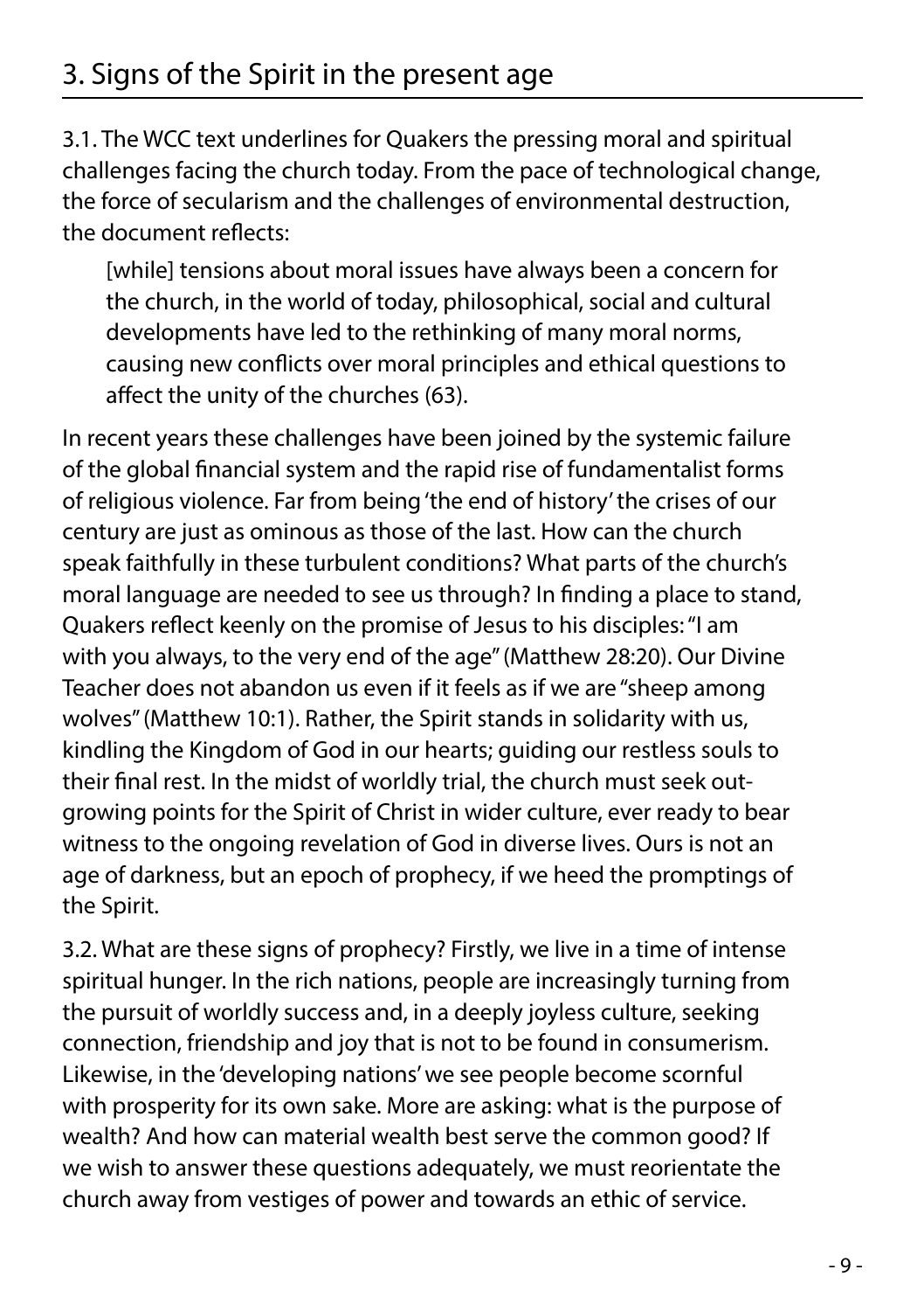## 3. Signs of the Spirit in the present age

3.1. The WCC text underlines for Quakers the pressing moral and spiritual challenges facing the church today. From the pace of technological change, the force of secularism and the challenges of environmental destruction, the document reflects:

> [while] tensions about moral issues have always been a concern for the church, in the world of today, philosophical, social and cultural developments have led to the rethinking of many moral norms, causing new conflicts over moral principles and ethical questions to affect the unity of the churches (63).

In recent years these challenges have been joined by the systemic failure of the global financial system and the rapid rise of fundamentalist forms of religious violence. Far from being 'the end of history' the crises of our century are just as ominous as those of the last. How can the church speak faithfully in these turbulent conditions? What parts of the church's moral language are needed to see us through? In finding a place to stand, Quakers reflect keenly on the promise of Jesus to his disciples: "I am with you always, to the very end of the age" (Matthew 28:20). Our Divine Teacher does not abandon us even if it feels as if we are "sheep among wolves" (Matthew 10:1). Rather, the Spirit stands in solidarity with us, kindling the Kingdom of God in our hearts; guiding our restless souls to their final rest. In the midst of worldly trial, the church must seek out-growing points for the Spirit of Christ in wider culture, ever ready to bear witness to the ongoing revelation of God in diverse lives. Ours is not an age of darkness, but an epoch of prophecy, if we heed the promptings of the Spirit.

3.2. What are these signs of prophecy? Firstly, we live in a time of intense spiritual hunger. In the rich nations, people are increasingly turning from the pursuit of worldly success and, in a deeply joyless culture, seeking connection, friendship and joy that is not to be found in consumerism. Likewise, in the 'developing nations' we see people become scornful with prosperity for its own sake. More are asking: what is the purpose of wealth? And how can material wealth best serve the common good? If we wish to answer these questions adequately, we must reorientate the church away from vestiges of power and towards an ethic of service.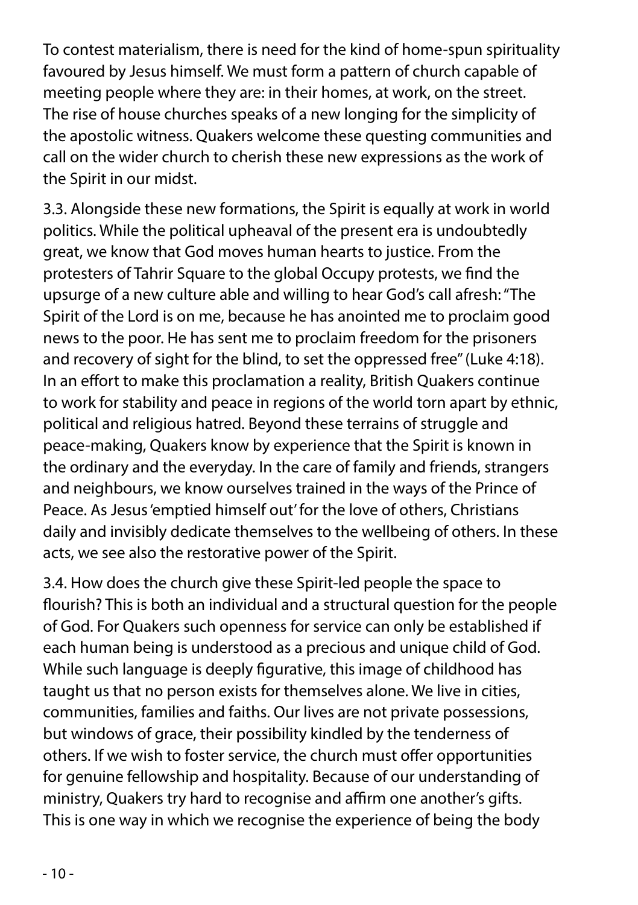To contest materialism, there is need for the kind of home-spun spirituality favoured by Jesus himself. We must form a pattern of church capable of meeting people where they are: in their homes, at work, on the street. The rise of house churches speaks of a new longing for the simplicity of the apostolic witness. Quakers welcome these questing communities and call on the wider church to cherish these new expressions as the work of the Spirit in our midst.

3.3. Alongside these new formations, the Spirit is equally at work in world politics. While the political upheaval of the present era is undoubtedly great, we know that God moves human hearts to justice. From the protesters of Tahrir Square to the global Occupy protests, we find the upsurge of a new culture able and willing to hear God's call afresh: "The Spirit of the Lord is on me, because he has anointed me to proclaim good news to the poor. He has sent me to proclaim freedom for the prisoners and recovery of sight for the blind, to set the oppressed free" (Luke 4:18). In an effort to make this proclamation a reality, British Quakers continue to work for stability and peace in regions of the world torn apart by ethnic, political and religious hatred. Beyond these terrains of struggle and peace-making, Quakers know by experience that the Spirit is known in the ordinary and the everyday. In the care of family and friends, strangers and neighbours, we know ourselves trained in the ways of the Prince of Peace. As Jesus 'emptied himself out' for the love of others, Christians daily and invisibly dedicate themselves to the wellbeing of others. In these acts, we see also the restorative power of the Spirit.

3.4. How does the church give these Spirit-led people the space to flourish? This is both an individual and a structural question for the people of God. For Quakers such openness for service can only be established if each human being is understood as a precious and unique child of God. While such language is deeply figurative, this image of childhood has taught us that no person exists for themselves alone. We live in cities, communities, families and faiths. Our lives are not private possessions, but windows of grace, their possibility kindled by the tenderness of others. If we wish to foster service, the church must offer opportunities for genuine fellowship and hospitality. Because of our understanding of ministry, Quakers try hard to recognise and affirm one another's gifts. This is one way in which we recognise the experience of being the body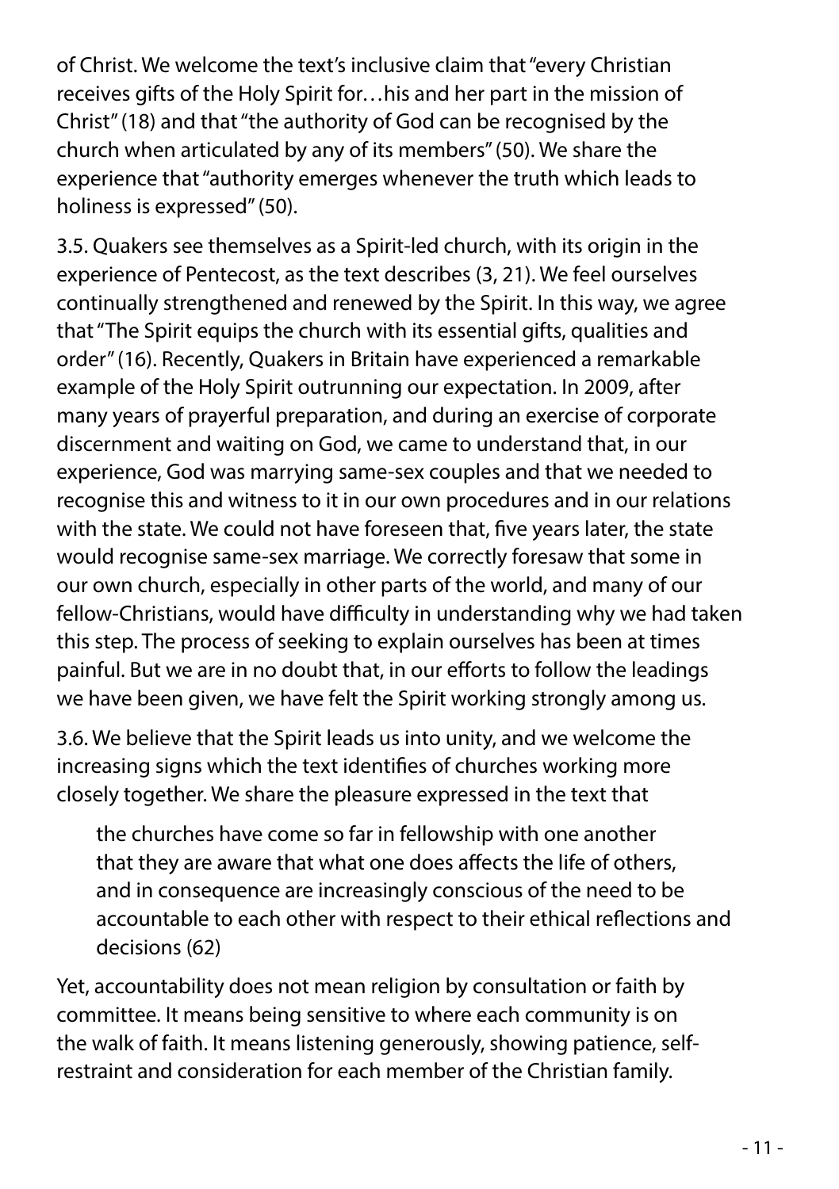of Christ. We welcome the text's inclusive claim that "every Christian receives gifts of the Holy Spirit for…his and her part in the mission of Christ" (18) and that "the authority of God can be recognised by the church when articulated by any of its members" (50). We share the experience that "authority emerges whenever the truth which leads to holiness is expressed" (50).

3.5. Quakers see themselves as a Spirit-led church, with its origin in the experience of Pentecost, as the text describes (3, 21). We feel ourselves continually strengthened and renewed by the Spirit. In this way, we agree that "The Spirit equips the church with its essential gifts, qualities and order" (16). Recently, Quakers in Britain have experienced a remarkable example of the Holy Spirit outrunning our expectation. In 2009, after many years of prayerful preparation, and during an exercise of corporate discernment and waiting on God, we came to understand that, in our experience, God was marrying same-sex couples and that we needed to recognise this and witness to it in our own procedures and in our relations with the state. We could not have foreseen that, five years later, the state would recognise same-sex marriage. We correctly foresaw that some in our own church, especially in other parts of the world, and many of our fellow-Christians, would have difficulty in understanding why we had taken this step. The process of seeking to explain ourselves has been at times painful. But we are in no doubt that, in our efforts to follow the leadings we have been given, we have felt the Spirit working strongly among us.

3.6. We believe that the Spirit leads us into unity, and we welcome the increasing signs which the text identifies of churches working more closely together. We share the pleasure expressed in the text that

> the churches have come so far in fellowship with one another that they are aware that what one does affects the life of others, and in consequence are increasingly conscious of the need to be accountable to each other with respect to their ethical reflections and decisions (62)

Yet, accountability does not mean religion by consultation or faith by committee. It means being sensitive to where each community is on the walk of faith. It means listening generously, showing patience, self-restraint and consideration for each member of the Christian family.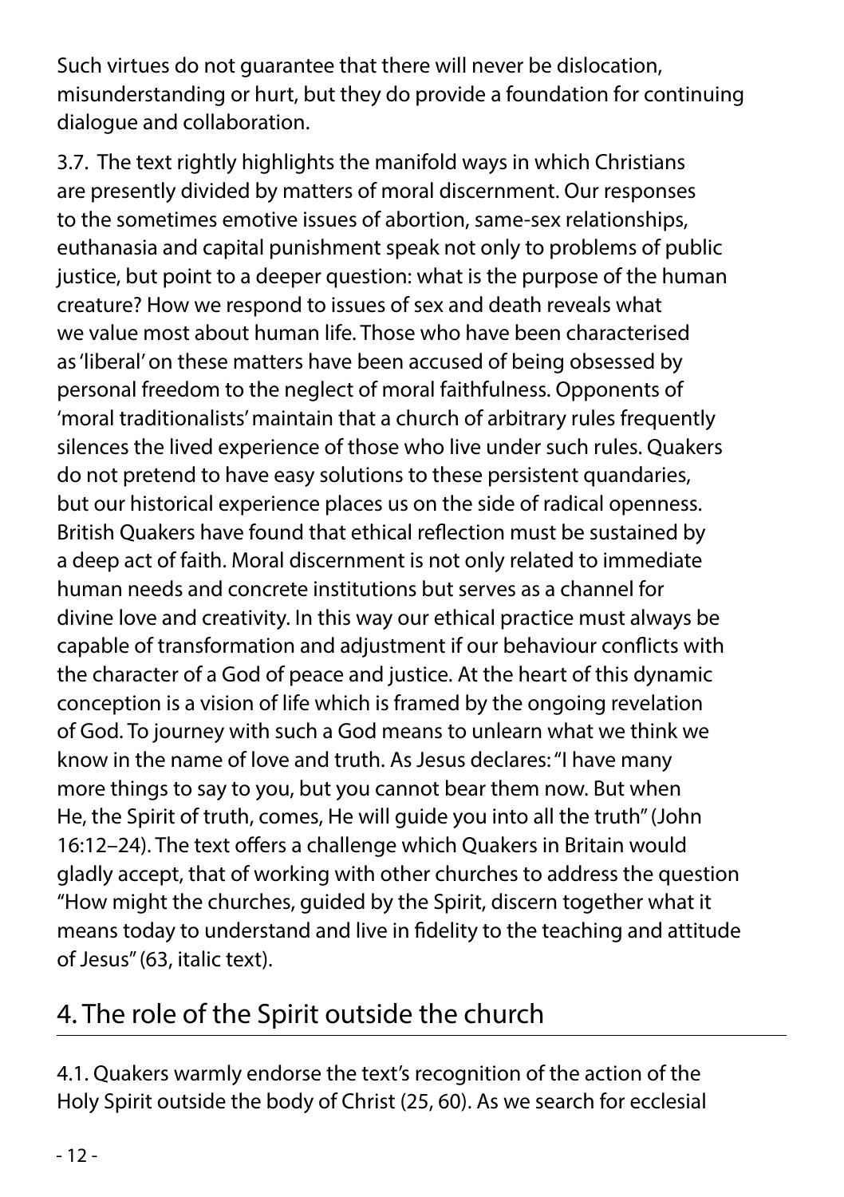Such virtues do not guarantee that there will never be dislocation, misunderstanding or hurt, but they do provide a foundation for continuing dialogue and collaboration.

3.7. The text rightly highlights the manifold ways in which Christians are presently divided by matters of moral discernment. Our responses to the sometimes emotive issues of abortion, same-sex relationships, euthanasia and capital punishment speak not only to problems of public justice, but point to a deeper question: what is the purpose of the human creature? How we respond to issues of sex and death reveals what we value most about human life. Those who have been characterised as 'liberal' on these matters have been accused of being obsessed by personal freedom to the neglect of moral faithfulness. Opponents of 'moral traditionalists' maintain that a church of arbitrary rules frequently silences the lived experience of those who live under such rules. Quakers do not pretend to have easy solutions to these persistent quandaries, but our historical experience places us on the side of radical openness. British Quakers have found that ethical reflection must be sustained by a deep act of faith. Moral discernment is not only related to immediate human needs and concrete institutions but serves as a channel for divine love and creativity. In this way our ethical practice must always be capable of transformation and adjustment if our behaviour conflicts with the character of a God of peace and justice. At the heart of this dynamic conception is a vision of life which is framed by the ongoing revelation of God. To journey with such a God means to unlearn what we think we know in the name of love and truth. As Jesus declares: "I have many more things to say to you, but you cannot bear them now. But when He, the Spirit of truth, comes, He will guide you into all the truth" (John 16:12–24). The text offers a challenge which Quakers in Britain would gladly accept, that of working with other churches to address the question "How might the churches, guided by the Spirit, discern together what it means today to understand and live in fidelity to the teaching and attitude of Jesus" (63, italic text).

## 4. The role of the Spirit outside the church

4.1. Quakers warmly endorse the text's recognition of the action of the Holy Spirit outside the body of Christ (25, 60). As we search for ecclesial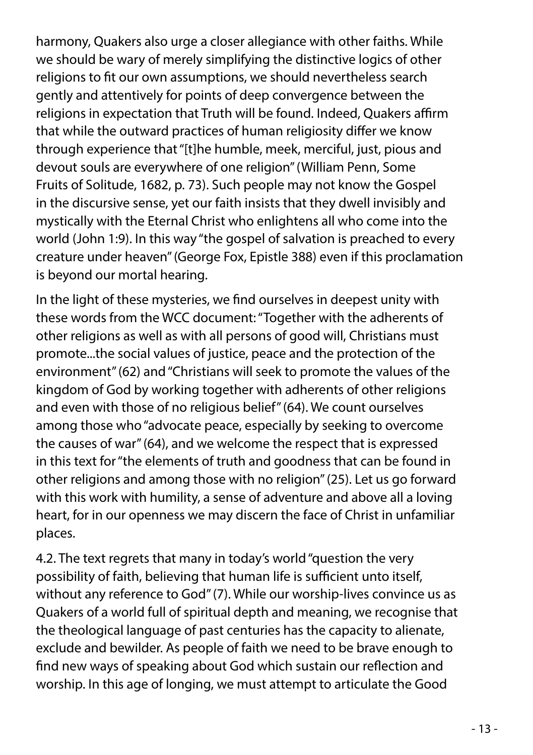harmony, Quakers also urge a closer allegiance with other faiths. While we should be wary of merely simplifying the distinctive logics of other religions to fit our own assumptions, we should nevertheless search gently and attentively for points of deep convergence between the religions in expectation that Truth will be found. Indeed, Quakers affirm that while the outward practices of human religiosity differ we know through experience that "[t]he humble, meek, merciful, just, pious and devout souls are everywhere of one religion" (William Penn, Some Fruits of Solitude, 1682, p. 73). Such people may not know the Gospel in the discursive sense, yet our faith insists that they dwell invisibly and mystically with the Eternal Christ who enlightens all who come into the world (John 1:9). In this way "the gospel of salvation is preached to every creature under heaven" (George Fox, Epistle 388) even if this proclamation is beyond our mortal hearing.

In the light of these mysteries, we find ourselves in deepest unity with these words from the WCC document: "Together with the adherents of other religions as well as with all persons of good will, Christians must promote...the social values of justice, peace and the protection of the environment" (62) and "Christians will seek to promote the values of the kingdom of God by working together with adherents of other religions and even with those of no religious belief" (64). We count ourselves among those who "advocate peace, especially by seeking to overcome the causes of war" (64), and we welcome the respect that is expressed in this text for "the elements of truth and goodness that can be found in other religions and among those with no religion" (25). Let us go forward with this work with humility, a sense of adventure and above all a loving heart, for in our openness we may discern the face of Christ in unfamiliar places.

4.2. The text regrets that many in today's world "question the very possibility of faith, believing that human life is sufficient unto itself, without any reference to God" (7). While our worship-lives convince us as Quakers of a world full of spiritual depth and meaning, we recognise that the theological language of past centuries has the capacity to alienate, exclude and bewilder. As people of faith we need to be brave enough to find new ways of speaking about God which sustain our reflection and worship. In this age of longing, we must attempt to articulate the Good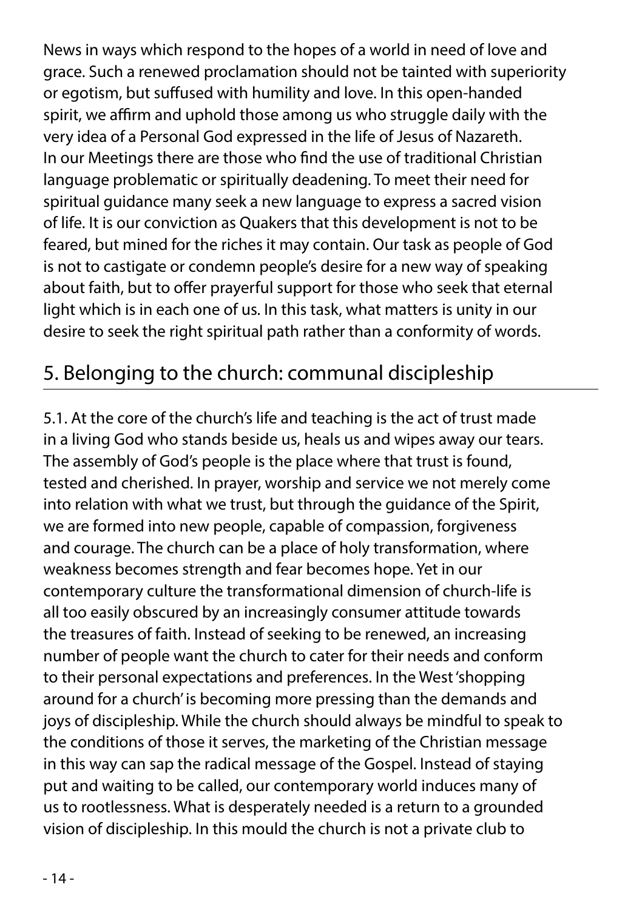News in ways which respond to the hopes of a world in need of love and grace. Such a renewed proclamation should not be tainted with superiority or egotism, but suffused with humility and love. In this open-handed spirit, we affirm and uphold those among us who struggle daily with the very idea of a Personal God expressed in the life of Jesus of Nazareth. In our Meetings there are those who find the use of traditional Christian language problematic or spiritually deadening. To meet their need for spiritual guidance many seek a new language to express a sacred vision of life. It is our conviction as Quakers that this development is not to be feared, but mined for the riches it may contain. Our task as people of God is not to castigate or condemn people's desire for a new way of speaking about faith, but to offer prayerful support for those who seek that eternal light which is in each one of us. In this task, what matters is unity in our desire to seek the right spiritual path rather than a conformity of words.

## 5. Belonging to the church: communal discipleship

5.1. At the core of the church's life and teaching is the act of trust made in a living God who stands beside us, heals us and wipes away our tears. The assembly of God's people is the place where that trust is found, tested and cherished. In prayer, worship and service we not merely come into relation with what we trust, but through the guidance of the Spirit, we are formed into new people, capable of compassion, forgiveness and courage. The church can be a place of holy transformation, where weakness becomes strength and fear becomes hope. Yet in our contemporary culture the transformational dimension of church-life is all too easily obscured by an increasingly consumer attitude towards the treasures of faith. Instead of seeking to be renewed, an increasing number of people want the church to cater for their needs and conform to their personal expectations and preferences. In the West 'shopping around for a church' is becoming more pressing than the demands and joys of discipleship. While the church should always be mindful to speak to the conditions of those it serves, the marketing of the Christian message in this way can sap the radical message of the Gospel. Instead of staying put and waiting to be called, our contemporary world induces many of us to rootlessness. What is desperately needed is a return to a grounded vision of discipleship. In this mould the church is not a private club to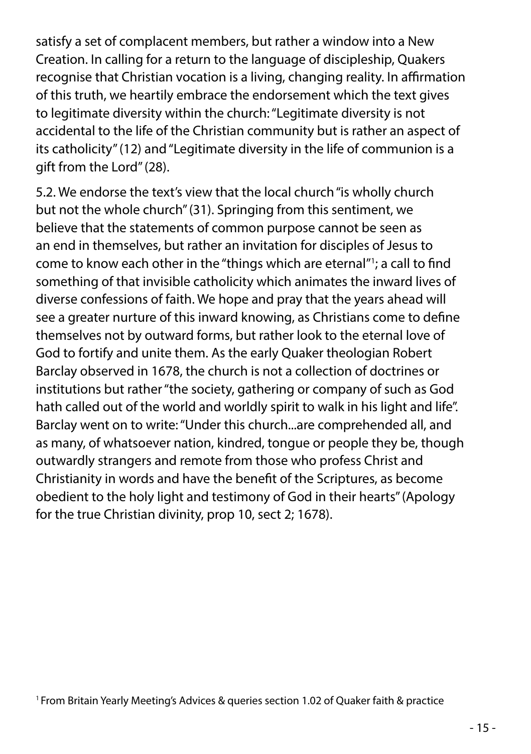satisfy a set of complacent members, but rather a window into a New Creation. In calling for a return to the language of discipleship, Quakers recognise that Christian vocation is a living, changing reality. In affirmation of this truth, we heartily embrace the endorsement which the text gives to legitimate diversity within the church: "Legitimate diversity is not accidental to the life of the Christian community but is rather an aspect of its catholicity" (12) and "Legitimate diversity in the life of communion is a gift from the Lord" (28).

5.2. We endorse the text's view that the local church "is wholly church but not the whole church" (31). Springing from this sentiment, we believe that the statements of common purpose cannot be seen as an end in themselves, but rather an invitation for disciples of Jesus to come to know each other in the "things which are eternal"[1]; a call to find something of that invisible catholicity which animates the inward lives of diverse confessions of faith. We hope and pray that the years ahead will see a greater nurture of this inward knowing, as Christians come to define themselves not by outward forms, but rather look to the eternal love of God to fortify and unite them. As the early Quaker theologian Robert Barclay observed in 1678, the church is not a collection of doctrines or institutions but rather "the society, gathering or company of such as God hath called out of the world and worldly spirit to walk in his light and life". Barclay went on to write: "Under this church...are comprehended all, and as many, of whatsoever nation, kindred, tongue or people they be, though outwardly strangers and remote from those who profess Christ and Christianity in words and have the benefit of the Scriptures, as become obedient to the holy light and testimony of God in their hearts" (Apology for the true Christian divinity, prop 10, sect 2; 1678).

[1] From Britain Yearly Meeting's Advices & queries section 1.02 of Quaker faith & practice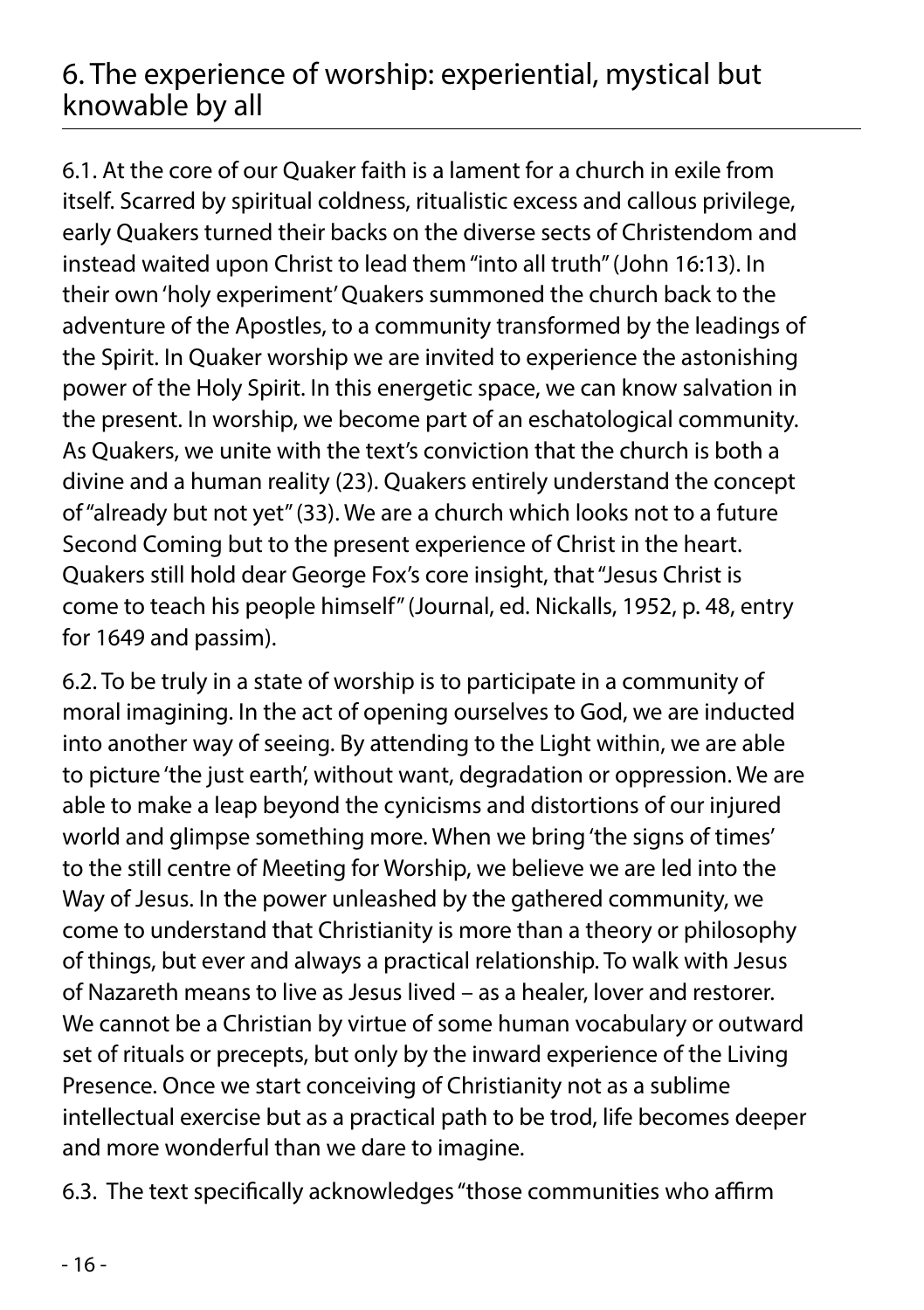## 6. The experience of worship: experiential, mystical but knowable by all

6.1. At the core of our Quaker faith is a lament for a church in exile from itself. Scarred by spiritual coldness, ritualistic excess and callous privilege, early Quakers turned their backs on the diverse sects of Christendom and instead waited upon Christ to lead them "into all truth" (John 16:13). In their own 'holy experiment' Quakers summoned the church back to the adventure of the Apostles, to a community transformed by the leadings of the Spirit. In Quaker worship we are invited to experience the astonishing power of the Holy Spirit. In this energetic space, we can know salvation in the present. In worship, we become part of an eschatological community. As Quakers, we unite with the text's conviction that the church is both a divine and a human reality (23). Quakers entirely understand the concept of "already but not yet" (33). We are a church which looks not to a future Second Coming but to the present experience of Christ in the heart. Quakers still hold dear George Fox's core insight, that "Jesus Christ is come to teach his people himself" (Journal, ed. Nickalls, 1952, p. 48, entry for 1649 and passim).

6.2. To be truly in a state of worship is to participate in a community of moral imagining. In the act of opening ourselves to God, we are inducted into another way of seeing. By attending to the Light within, we are able to picture 'the just earth', without want, degradation or oppression. We are able to make a leap beyond the cynicisms and distortions of our injured world and glimpse something more. When we bring 'the signs of times' to the still centre of Meeting for Worship, we believe we are led into the Way of Jesus. In the power unleashed by the gathered community, we come to understand that Christianity is more than a theory or philosophy of things, but ever and always a practical relationship. To walk with Jesus of Nazareth means to live as Jesus lived – as a healer, lover and restorer. We cannot be a Christian by virtue of some human vocabulary or outward set of rituals or precepts, but only by the inward experience of the Living Presence. Once we start conceiving of Christianity not as a sublime intellectual exercise but as a practical path to be trod, life becomes deeper and more wonderful than we dare to imagine.

6.3. The text specifically acknowledges "those communities who affirm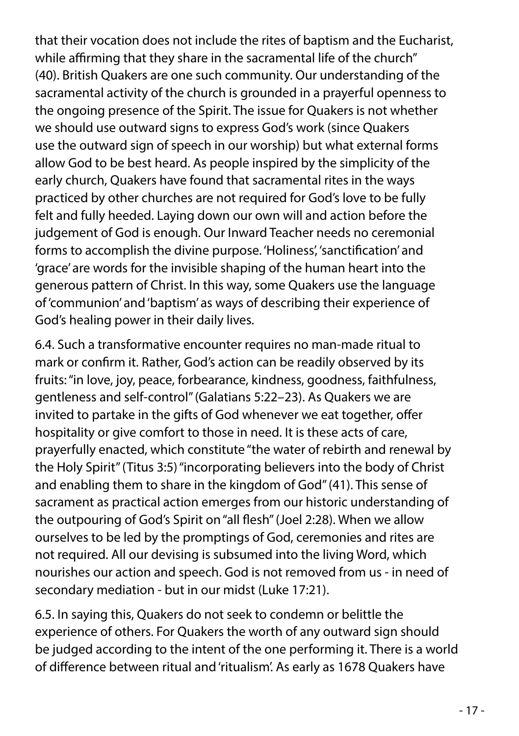that their vocation does not include the rites of baptism and the Eucharist, while affirming that they share in the sacramental life of the church" (40). British Quakers are one such community. Our understanding of the sacramental activity of the church is grounded in a prayerful openness to the ongoing presence of the Spirit. The issue for Quakers is not whether we should use outward signs to express God's work (since Quakers use the outward sign of speech in our worship) but what external forms allow God to be best heard. As people inspired by the simplicity of the early church, Quakers have found that sacramental rites in the ways practiced by other churches are not required for God's love to be fully felt and fully heeded. Laying down our own will and action before the judgement of God is enough. Our Inward Teacher needs no ceremonial forms to accomplish the divine purpose. 'Holiness', 'sanctification' and 'grace' are words for the invisible shaping of the human heart into the generous pattern of Christ. In this way, some Quakers use the language of 'communion' and 'baptism' as ways of describing their experience of God's healing power in their daily lives.

6.4. Such a transformative encounter requires no man-made ritual to mark or confirm it. Rather, God's action can be readily observed by its fruits: "in love, joy, peace, forbearance, kindness, goodness, faithfulness, gentleness and self-control" (Galatians 5:22–23). As Quakers we are invited to partake in the gifts of God whenever we eat together, offer hospitality or give comfort to those in need. It is these acts of care, prayerfully enacted, which constitute "the water of rebirth and renewal by the Holy Spirit" (Titus 3:5) "incorporating believers into the body of Christ and enabling them to share in the kingdom of God" (41). This sense of sacrament as practical action emerges from our historic understanding of the outpouring of God's Spirit on "all flesh" (Joel 2:28). When we allow ourselves to be led by the promptings of God, ceremonies and rites are not required. All our devising is subsumed into the living Word, which nourishes our action and speech. God is not removed from us - in need of secondary mediation - but in our midst (Luke 17:21).

6.5. In saying this, Quakers do not seek to condemn or belittle the experience of others. For Quakers the worth of any outward sign should be judged according to the intent of the one performing it. There is a world of difference between ritual and 'ritualism'. As early as 1678 Quakers have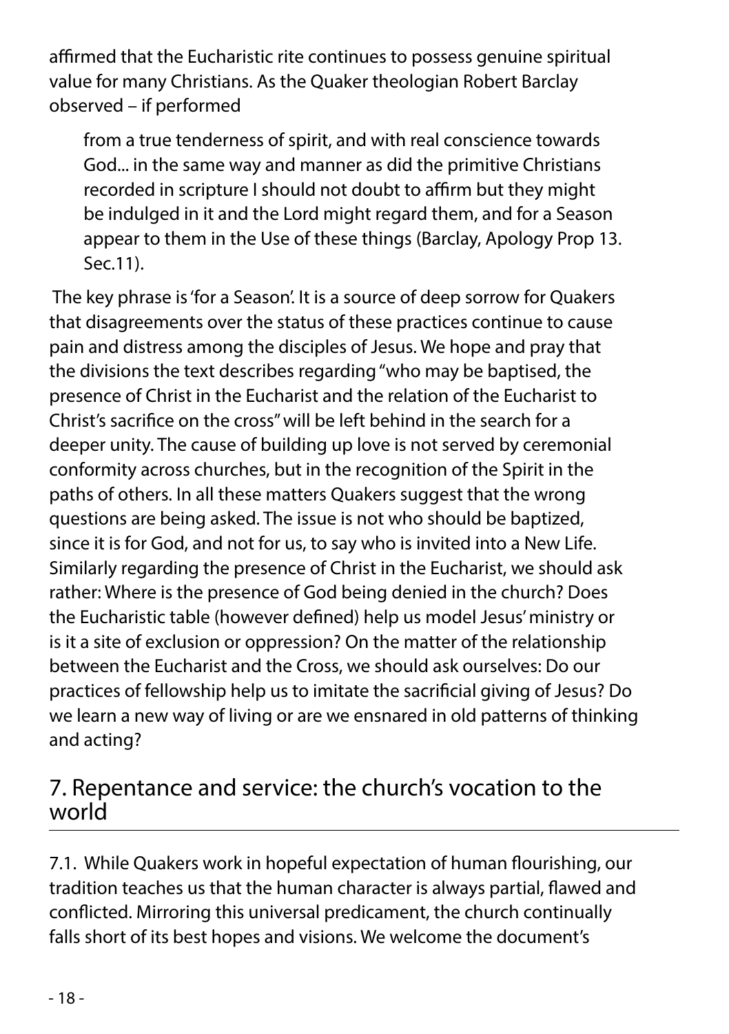affirmed that the Eucharistic rite continues to possess genuine spiritual value for many Christians. As the Quaker theologian Robert Barclay observed – if performed

> from a true tenderness of spirit, and with real conscience towards God... in the same way and manner as did the primitive Christians recorded in scripture I should not doubt to affirm but they might be indulged in it and the Lord might regard them, and for a Season appear to them in the Use of these things (Barclay, Apology Prop 13. Sec.11).

The key phrase is 'for a Season'. It is a source of deep sorrow for Quakers that disagreements over the status of these practices continue to cause pain and distress among the disciples of Jesus. We hope and pray that the divisions the text describes regarding "who may be baptised, the presence of Christ in the Eucharist and the relation of the Eucharist to Christ's sacrifice on the cross" will be left behind in the search for a deeper unity. The cause of building up love is not served by ceremonial conformity across churches, but in the recognition of the Spirit in the paths of others. In all these matters Quakers suggest that the wrong questions are being asked. The issue is not who should be baptized, since it is for God, and not for us, to say who is invited into a New Life. Similarly regarding the presence of Christ in the Eucharist, we should ask rather: Where is the presence of God being denied in the church? Does the Eucharistic table (however defined) help us model Jesus' ministry or is it a site of exclusion or oppression? On the matter of the relationship between the Eucharist and the Cross, we should ask ourselves: Do our practices of fellowship help us to imitate the sacrificial giving of Jesus? Do we learn a new way of living or are we ensnared in old patterns of thinking and acting?

## 7. Repentance and service: the church's vocation to the world

7.1. While Quakers work in hopeful expectation of human flourishing, our tradition teaches us that the human character is always partial, flawed and conflicted. Mirroring this universal predicament, the church continually falls short of its best hopes and visions. We welcome the document's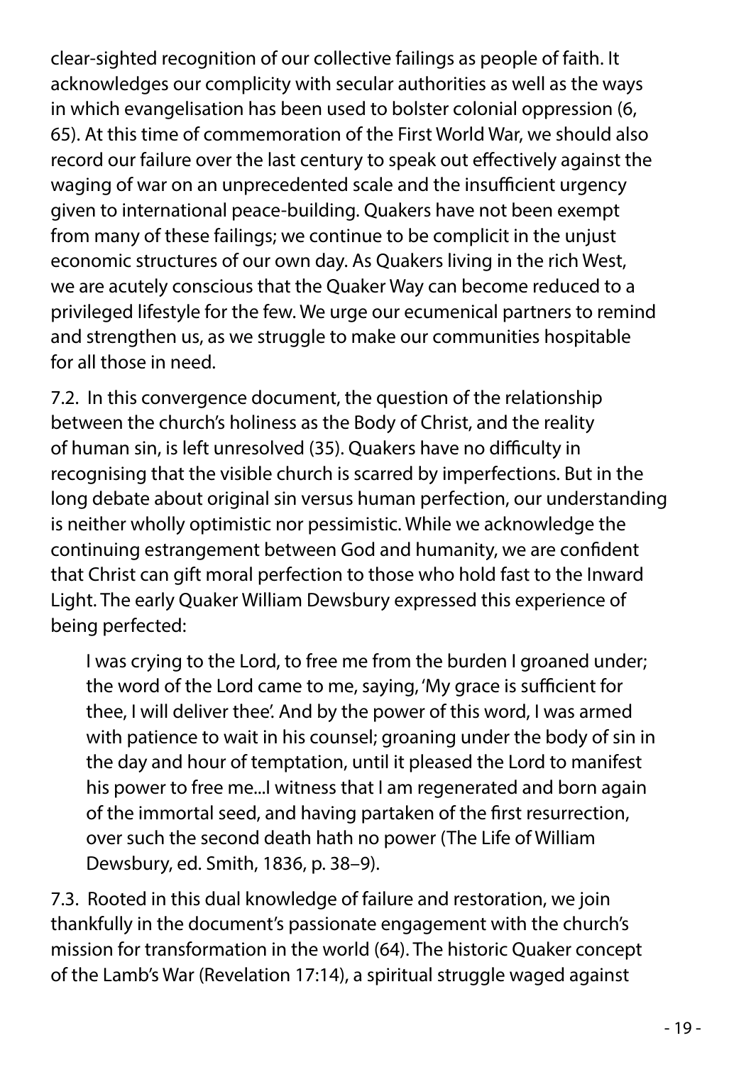clear-sighted recognition of our collective failings as people of faith. It acknowledges our complicity with secular authorities as well as the ways in which evangelisation has been used to bolster colonial oppression (6, 65). At this time of commemoration of the First World War, we should also record our failure over the last century to speak out effectively against the waging of war on an unprecedented scale and the insufficient urgency given to international peace-building. Quakers have not been exempt from many of these failings; we continue to be complicit in the unjust economic structures of our own day. As Quakers living in the rich West, we are acutely conscious that the Quaker Way can become reduced to a privileged lifestyle for the few. We urge our ecumenical partners to remind and strengthen us, as we struggle to make our communities hospitable for all those in need.

7.2. In this convergence document, the question of the relationship between the church's holiness as the Body of Christ, and the reality of human sin, is left unresolved (35). Quakers have no difficulty in recognising that the visible church is scarred by imperfections. But in the long debate about original sin versus human perfection, our understanding is neither wholly optimistic nor pessimistic. While we acknowledge the continuing estrangement between God and humanity, we are confident that Christ can gift moral perfection to those who hold fast to the Inward Light. The early Quaker William Dewsbury expressed this experience of being perfected:

> I was crying to the Lord, to free me from the burden I groaned under; the word of the Lord came to me, saying, 'My grace is sufficient for thee, I will deliver thee'. And by the power of this word, I was armed with patience to wait in his counsel; groaning under the body of sin in the day and hour of temptation, until it pleased the Lord to manifest his power to free me...I witness that I am regenerated and born again of the immortal seed, and having partaken of the first resurrection, over such the second death hath no power (The Life of William Dewsbury, ed. Smith, 1836, p. 38–9).

7.3. Rooted in this dual knowledge of failure and restoration, we join thankfully in the document's passionate engagement with the church's mission for transformation in the world (64). The historic Quaker concept of the Lamb's War (Revelation 17:14), a spiritual struggle waged against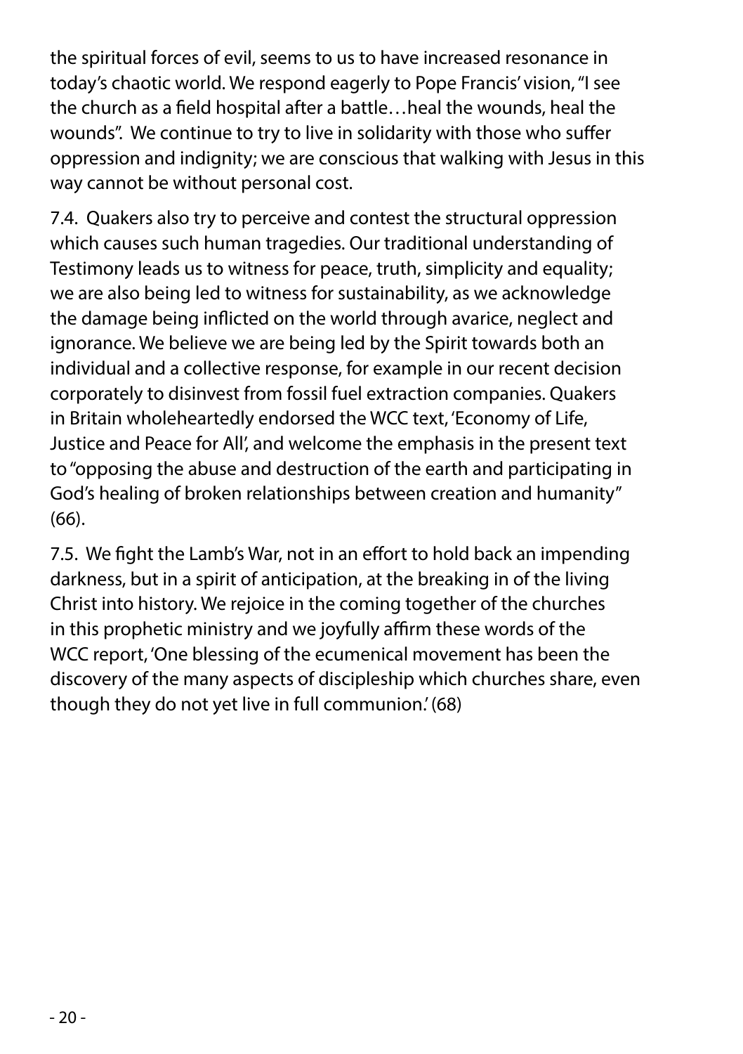the spiritual forces of evil, seems to us to have increased resonance in today's chaotic world. We respond eagerly to Pope Francis' vision, "I see the church as a field hospital after a battle…heal the wounds, heal the wounds". We continue to try to live in solidarity with those who suffer oppression and indignity; we are conscious that walking with Jesus in this way cannot be without personal cost.

7.4. Quakers also try to perceive and contest the structural oppression which causes such human tragedies. Our traditional understanding of Testimony leads us to witness for peace, truth, simplicity and equality; we are also being led to witness for sustainability, as we acknowledge the damage being inflicted on the world through avarice, neglect and ignorance. We believe we are being led by the Spirit towards both an individual and a collective response, for example in our recent decision corporately to disinvest from fossil fuel extraction companies. Quakers in Britain wholeheartedly endorsed the WCC text, 'Economy of Life, Justice and Peace for All', and welcome the emphasis in the present text to "opposing the abuse and destruction of the earth and participating in God's healing of broken relationships between creation and humanity" (66).

7.5. We fight the Lamb's War, not in an effort to hold back an impending darkness, but in a spirit of anticipation, at the breaking in of the living Christ into history. We rejoice in the coming together of the churches in this prophetic ministry and we joyfully affirm these words of the WCC report, 'One blessing of the ecumenical movement has been the discovery of the many aspects of discipleship which churches share, even though they do not yet live in full communion.' (68)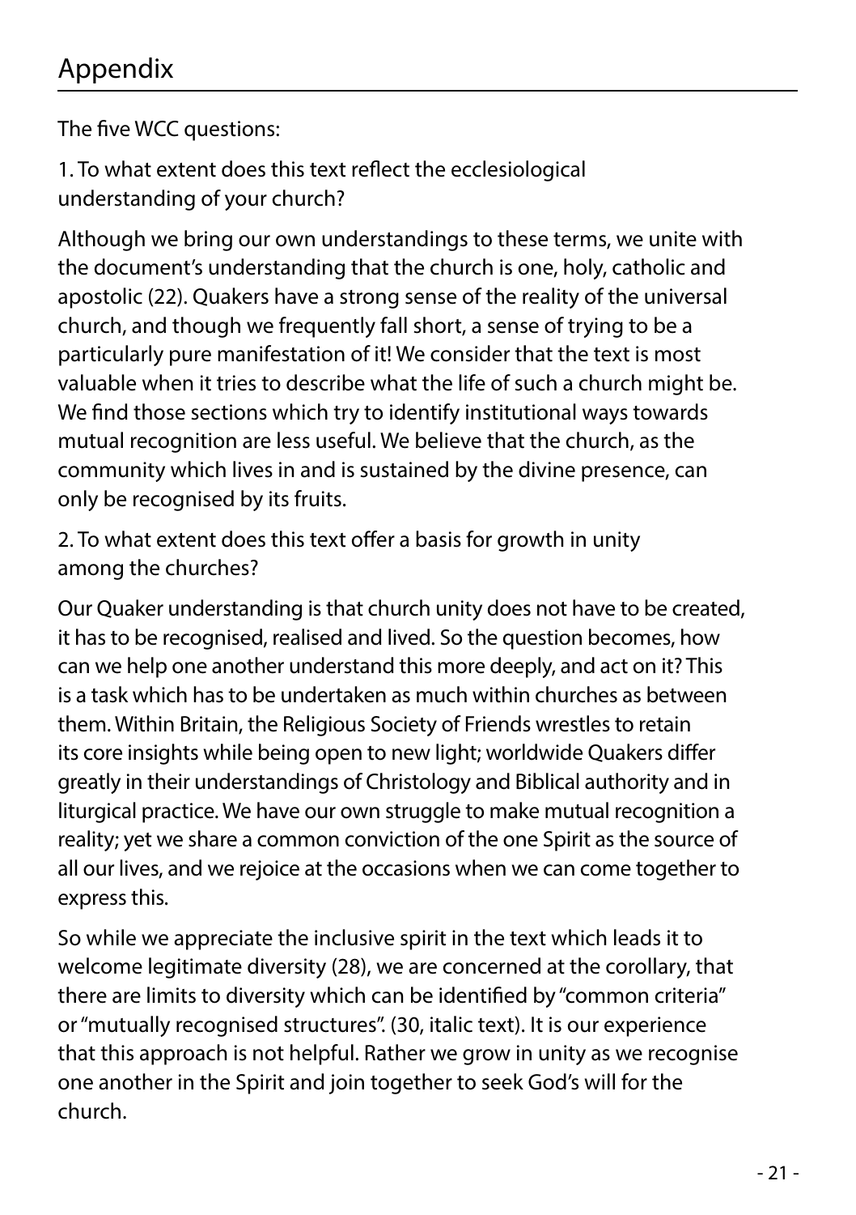# Appendix

The five WCC questions:

1. To what extent does this text reflect the ecclesiological understanding of your church?

Although we bring our own understandings to these terms, we unite with the document's understanding that the church is one, holy, catholic and apostolic (22). Quakers have a strong sense of the reality of the universal church, and though we frequently fall short, a sense of trying to be a particularly pure manifestation of it! We consider that the text is most valuable when it tries to describe what the life of such a church might be. We find those sections which try to identify institutional ways towards mutual recognition are less useful. We believe that the church, as the community which lives in and is sustained by the divine presence, can only be recognised by its fruits.

2. To what extent does this text offer a basis for growth in unity among the churches?

Our Quaker understanding is that church unity does not have to be created, it has to be recognised, realised and lived. So the question becomes, how can we help one another understand this more deeply, and act on it? This is a task which has to be undertaken as much within churches as between them. Within Britain, the Religious Society of Friends wrestles to retain its core insights while being open to new light; worldwide Quakers differ greatly in their understandings of Christology and Biblical authority and in liturgical practice. We have our own struggle to make mutual recognition a reality; yet we share a common conviction of the one Spirit as the source of all our lives, and we rejoice at the occasions when we can come together to express this.

So while we appreciate the inclusive spirit in the text which leads it to welcome legitimate diversity (28), we are concerned at the corollary, that there are limits to diversity which can be identified by "common criteria" or "mutually recognised structures". (30, italic text). It is our experience that this approach is not helpful. Rather we grow in unity as we recognise one another in the Spirit and join together to seek God's will for the church.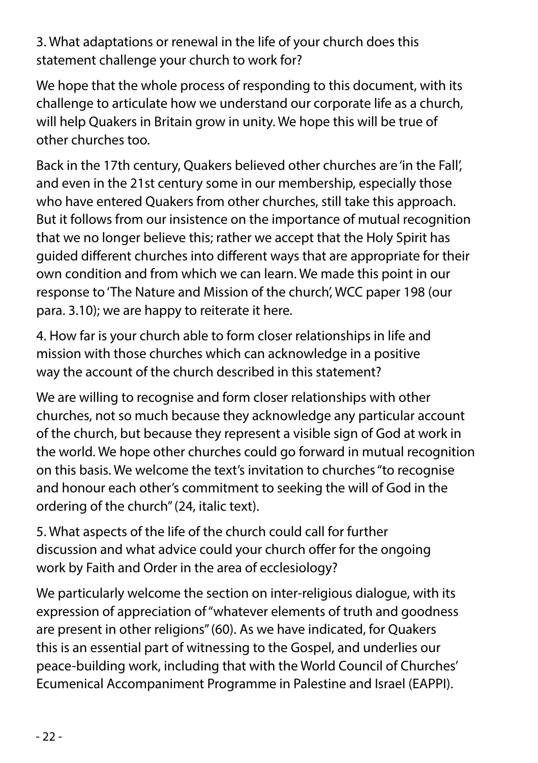3. What adaptations or renewal in the life of your church does this statement challenge your church to work for?

We hope that the whole process of responding to this document, with its challenge to articulate how we understand our corporate life as a church, will help Quakers in Britain grow in unity. We hope this will be true of other churches too.

Back in the 17th century, Quakers believed other churches are 'in the Fall', and even in the 21st century some in our membership, especially those who have entered Quakers from other churches, still take this approach. But it follows from our insistence on the importance of mutual recognition that we no longer believe this; rather we accept that the Holy Spirit has guided different churches into different ways that are appropriate for their own condition and from which we can learn. We made this point in our response to 'The Nature and Mission of the church', WCC paper 198 (our para. 3.10); we are happy to reiterate it here.

4. How far is your church able to form closer relationships in life and mission with those churches which can acknowledge in a positive way the account of the church described in this statement?

We are willing to recognise and form closer relationships with other churches, not so much because they acknowledge any particular account of the church, but because they represent a visible sign of God at work in the world. We hope other churches could go forward in mutual recognition on this basis. We welcome the text's invitation to churches "to recognise and honour each other's commitment to seeking the will of God in the ordering of the church" (24, italic text).

5. What aspects of the life of the church could call for further discussion and what advice could your church offer for the ongoing work by Faith and Order in the area of ecclesiology?

We particularly welcome the section on inter-religious dialogue, with its expression of appreciation of "whatever elements of truth and goodness are present in other religions" (60). As we have indicated, for Quakers this is an essential part of witnessing to the Gospel, and underlies our peace-building work, including that with the World Council of Churches' Ecumenical Accompaniment Programme in Palestine and Israel (EAPPI).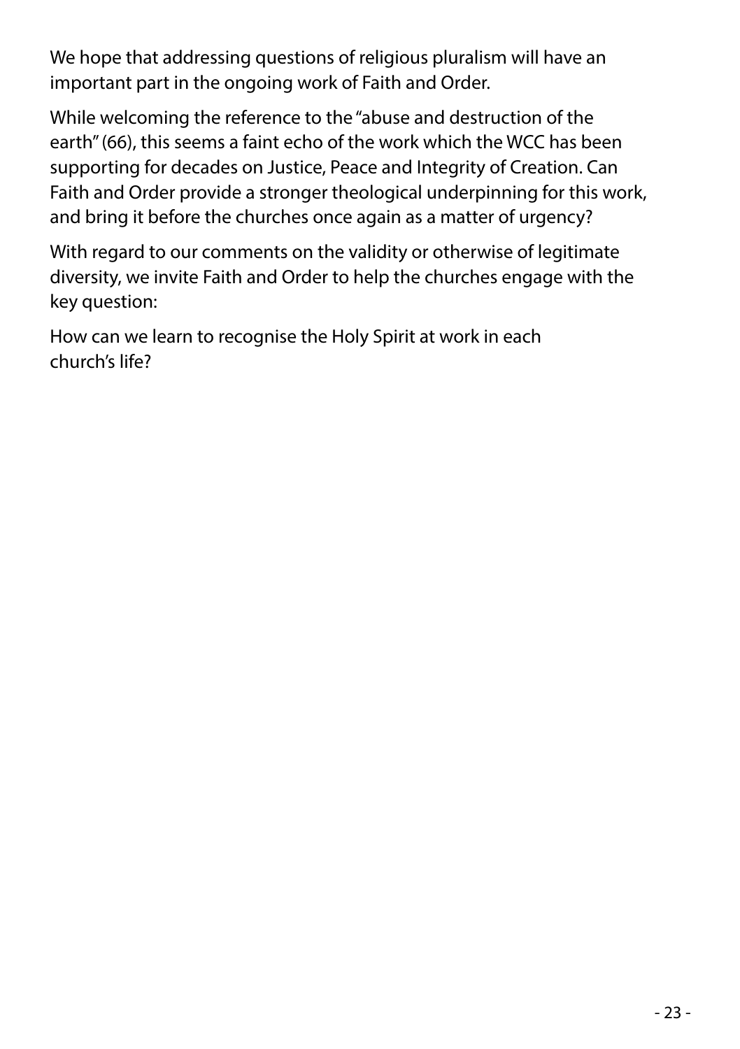We hope that addressing questions of religious pluralism will have an important part in the ongoing work of Faith and Order.

While welcoming the reference to the "abuse and destruction of the earth" (66), this seems a faint echo of the work which the WCC has been supporting for decades on Justice, Peace and Integrity of Creation. Can Faith and Order provide a stronger theological underpinning for this work, and bring it before the churches once again as a matter of urgency?

With regard to our comments on the validity or otherwise of legitimate diversity, we invite Faith and Order to help the churches engage with the key question:

How can we learn to recognise the Holy Spirit at work in each church's life?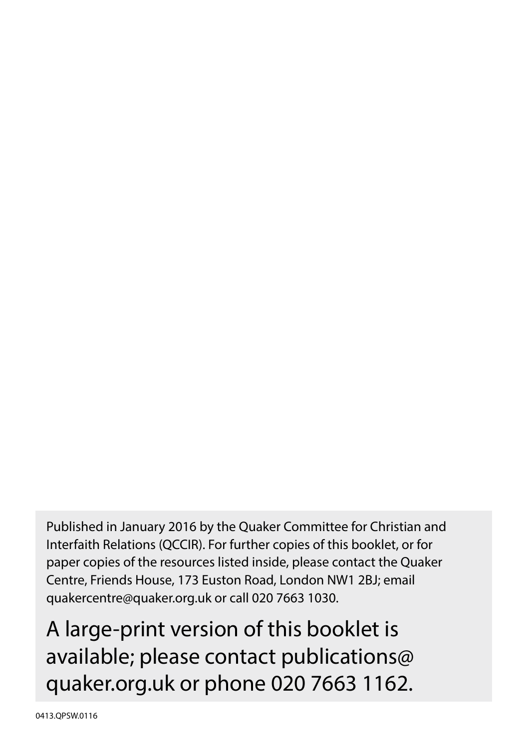Published in January 2016 by the Quaker Committee for Christian and Interfaith Relations (QCCIR). For further copies of this booklet, or for paper copies of the resources listed inside, please contact the Quaker Centre, Friends House, 173 Euston Road, London NW1 2BJ; email quakercentre@quaker.org.uk or call 020 7663 1030.

A large-print version of this booklet is available; please contact publications@quaker.org.uk or phone 020 7663 1162.

0413.QPSW.0116